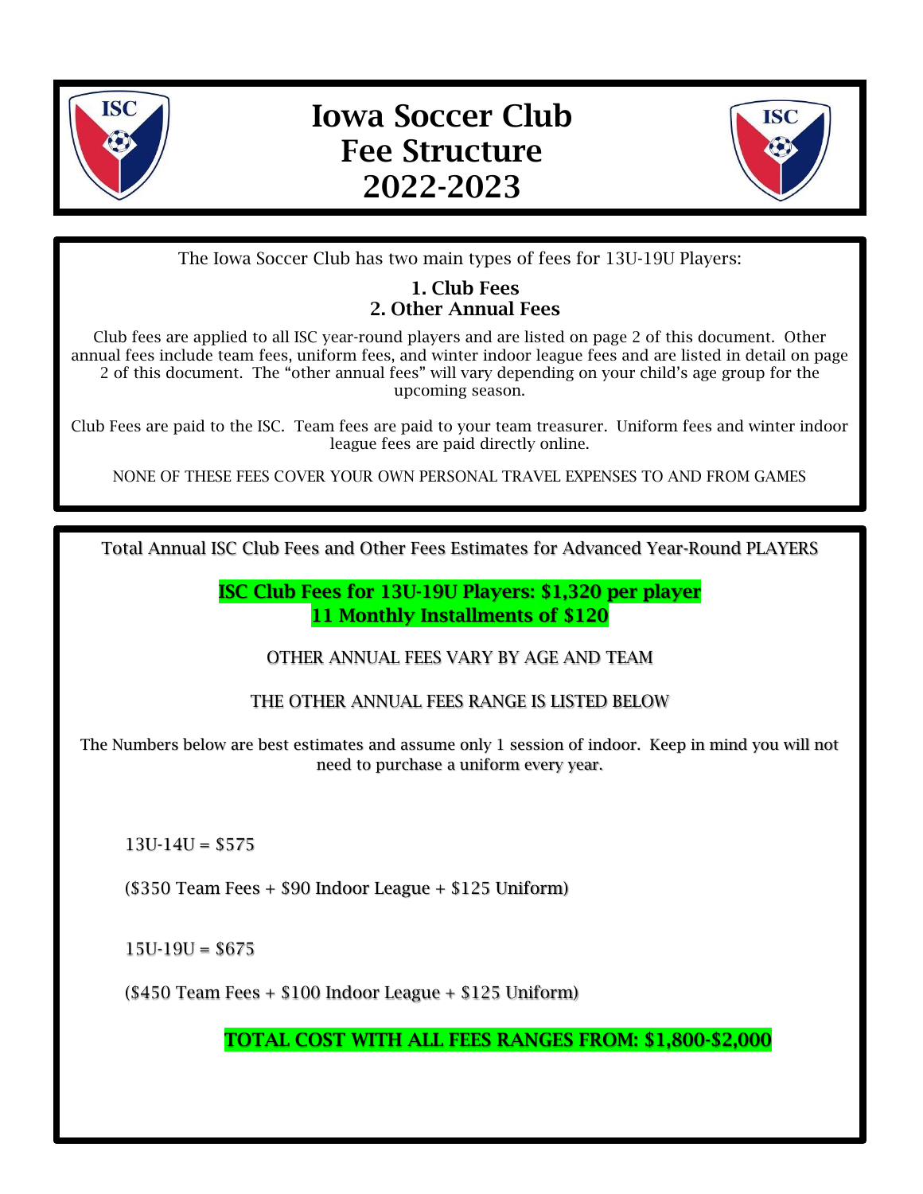# Iowa Soccer Club Fee Structure 2022-2023

The Iowa Soccer Club has two main types of fees for 13U-19U Players:

**1. Club Fees**
**2. Other Annual Fees**

Club fees are applied to all ISC year-round players and are listed on page 2 of this document. Other annual fees include team fees, uniform fees, and winter indoor league fees and are listed in detail on page 2 of this document. The "other annual fees" will vary depending on your child's age group for the upcoming season.

Club Fees are paid to the ISC. Team fees are paid to your team treasurer. Uniform fees and winter indoor league fees are paid directly online.

NONE OF THESE FEES COVER YOUR OWN PERSONAL TRAVEL EXPENSES TO AND FROM GAMES

Total Annual ISC Club Fees and Other Fees Estimates for Advanced Year-Round PLAYERS

**ISC Club Fees for 13U-19U Players: $1,320 per player**
**11 Monthly Installments of $120**

OTHER ANNUAL FEES VARY BY AGE AND TEAM

THE OTHER ANNUAL FEES RANGE IS LISTED BELOW

The Numbers below are best estimates and assume only 1 session of indoor. Keep in mind you will not need to purchase a uniform every year.

13U-14U = $575

($350 Team Fees + $90 Indoor League + $125 Uniform)

15U-19U = $675

($450 Team Fees + $100 Indoor League + $125 Uniform)

**TOTAL COST WITH ALL FEES RANGES FROM: $1,800-$2,000**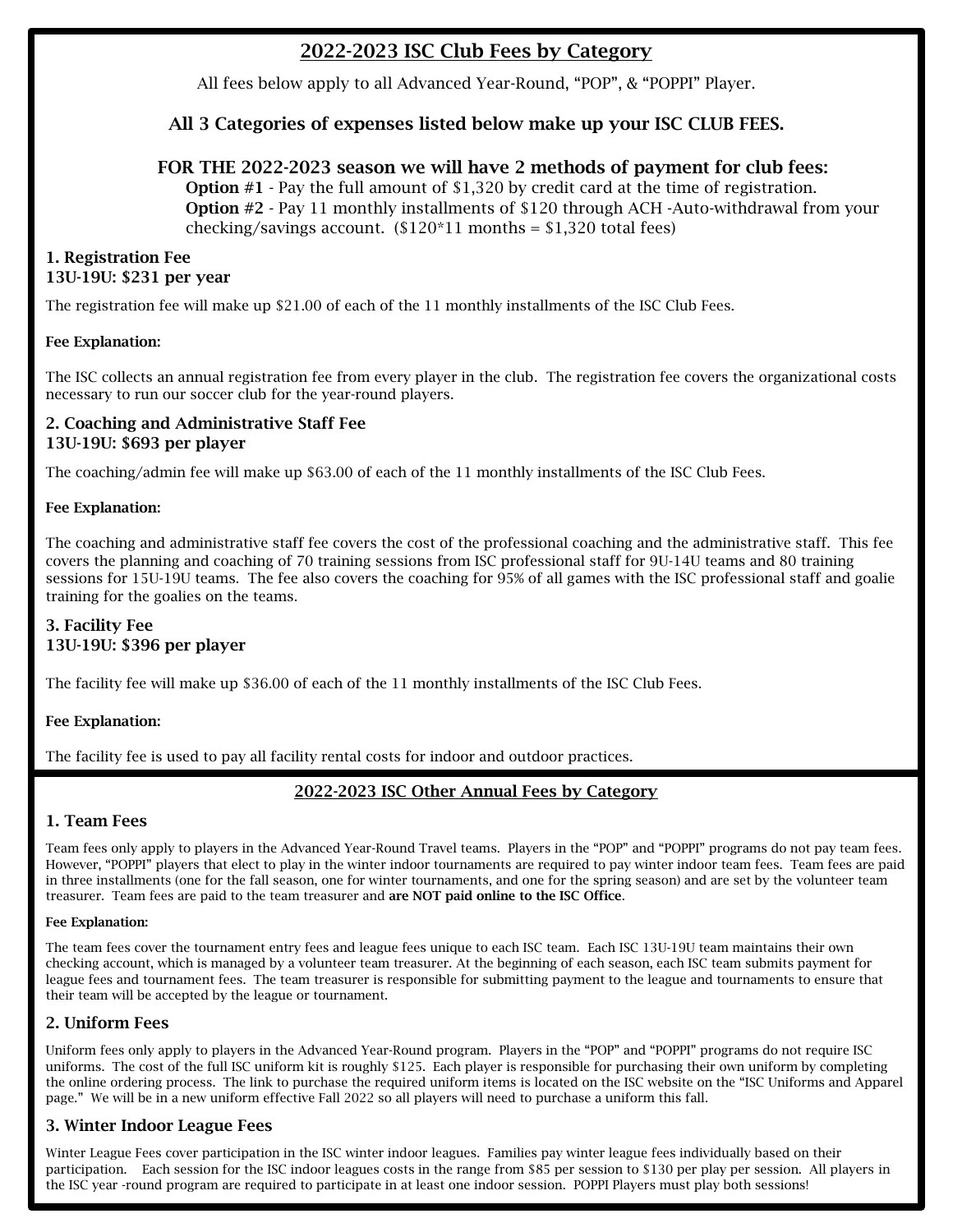## 2022-2023 ISC Club Fees by Category

All fees below apply to all Advanced Year-Round, "POP", & "POPPI" Player.

### All 3 Categories of expenses listed below make up your ISC CLUB FEES.

### FOR THE 2022-2023 season we will have 2 methods of payment for club fees:

**Option #1** - Pay the full amount of $1,320 by credit card at the time of registration.
**Option #2** - Pay 11 monthly installments of $120 through ACH -Auto-withdrawal from your checking/savings account. ($120*11 months = $1,320 total fees)

### 1. Registration Fee
**13U-19U: $231 per year**

The registration fee will make up $21.00 of each of the 11 monthly installments of the ISC Club Fees.

**Fee Explanation:**

The ISC collects an annual registration fee from every player in the club. The registration fee covers the organizational costs necessary to run our soccer club for the year-round players.

### 2. Coaching and Administrative Staff Fee
**13U-19U: $693 per player**

The coaching/admin fee will make up $63.00 of each of the 11 monthly installments of the ISC Club Fees.

**Fee Explanation:**

The coaching and administrative staff fee covers the cost of the professional coaching and the administrative staff. This fee covers the planning and coaching of 70 training sessions from ISC professional staff for 9U-14U teams and 80 training sessions for 15U-19U teams. The fee also covers the coaching for 95% of all games with the ISC professional staff and goalie training for the goalies on the teams.

### 3. Facility Fee
**13U-19U: $396 per player**

The facility fee will make up $36.00 of each of the 11 monthly installments of the ISC Club Fees.

**Fee Explanation:**

The facility fee is used to pay all facility rental costs for indoor and outdoor practices.

## 2022-2023 ISC Other Annual Fees by Category

### 1. Team Fees

Team fees only apply to players in the Advanced Year-Round Travel teams. Players in the "POP" and "POPPI" programs do not pay team fees. However, "POPPI" players that elect to play in the winter indoor tournaments are required to pay winter indoor team fees. Team fees are paid in three installments (one for the fall season, one for winter tournaments, and one for the spring season) and are set by the volunteer team treasurer. Team fees are paid to the team treasurer and **are NOT paid online to the ISC Office**.

**Fee Explanation:**

The team fees cover the tournament entry fees and league fees unique to each ISC team. Each ISC 13U-19U team maintains their own checking account, which is managed by a volunteer team treasurer. At the beginning of each season, each ISC team submits payment for league fees and tournament fees. The team treasurer is responsible for submitting payment to the league and tournaments to ensure that their team will be accepted by the league or tournament.

### 2. Uniform Fees

Uniform fees only apply to players in the Advanced Year-Round program. Players in the "POP" and "POPPI" programs do not require ISC uniforms. The cost of the full ISC uniform kit is roughly $125. Each player is responsible for purchasing their own uniform by completing the online ordering process. The link to purchase the required uniform items is located on the ISC website on the "ISC Uniforms and Apparel page." We will be in a new uniform effective Fall 2022 so all players will need to purchase a uniform this fall.

### 3. Winter Indoor League Fees

Winter League Fees cover participation in the ISC winter indoor leagues. Families pay winter league fees individually based on their participation. Each session for the ISC indoor leagues costs in the range from $85 per session to $130 per play per session. All players in the ISC year -round program are required to participate in at least one indoor session. POPPI Players must play both sessions!